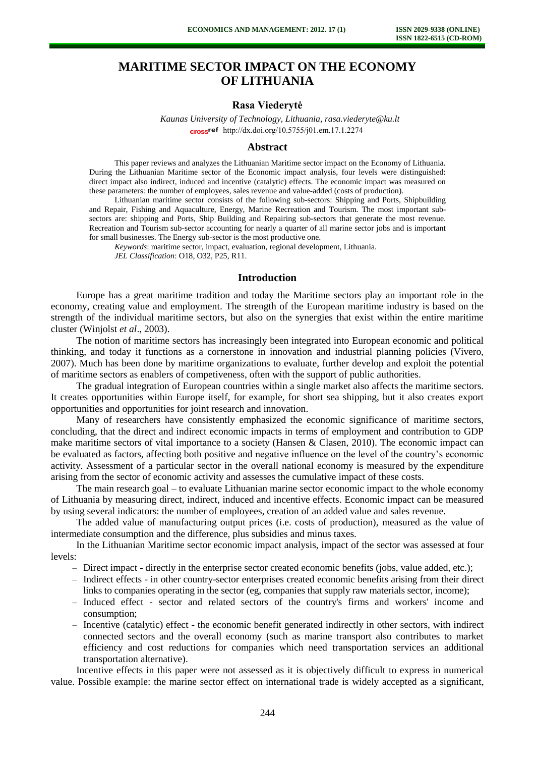# MARITIME SECTOR IMPACT ON THE ECONOMY OF LITHUANIA

**Rasa Viederytė**

*Kaunas University of Technology, Lithuania, rasa.viederyte@ku.lt*

http://dx.doi.org/10.5755/j01.em.17.1.2274

## Abstract

This paper reviews and analyzes the Lithuanian Maritime sector impact on the Economy of Lithuania. During the Lithuanian Maritime sector of the Economic impact analysis, four levels were distinguished: direct impact also indirect, induced and incentive (catalytic) effects. The economic impact was measured on these parameters: the number of employees, sales revenue and value-added (costs of production).

Lithuanian maritime sector consists of the following sub-sectors: Shipping and Ports, Shipbuilding and Repair, Fishing and Aquaculture, Energy, Marine Recreation and Tourism. The most important sub-sectors are: shipping and Ports, Ship Building and Repairing sub-sectors that generate the most revenue. Recreation and Tourism sub-sector accounting for nearly a quarter of all marine sector jobs and is important for small businesses. The Energy sub-sector is the most productive one.

*Keywords*: maritime sector, impact, evaluation, regional development, Lithuania.

*JEL Classification*: O18, O32, P25, R11.

## Introduction

Europe has a great maritime tradition and today the Maritime sectors play an important role in the economy, creating value and employment. The strength of the European maritime industry is based on the strength of the individual maritime sectors, but also on the synergies that exist within the entire maritime cluster (Winjolst *et al*., 2003).

The notion of maritime sectors has increasingly been integrated into European economic and political thinking, and today it functions as a cornerstone in innovation and industrial planning policies (Vivero, 2007). Much has been done by maritime organizations to evaluate, further develop and exploit the potential of maritime sectors as enablers of competiveness, often with the support of public authorities.

The gradual integration of European countries within a single market also affects the maritime sectors. It creates opportunities within Europe itself, for example, for short sea shipping, but it also creates export opportunities and opportunities for joint research and innovation.

Many of researchers have consistently emphasized the economic significance of maritime sectors, concluding, that the direct and indirect economic impacts in terms of employment and contribution to GDP make maritime sectors of vital importance to a society (Hansen & Clasen, 2010). The economic impact can be evaluated as factors, affecting both positive and negative influence on the level of the country's economic activity. Assessment of a particular sector in the overall national economy is measured by the expenditure arising from the sector of economic activity and assesses the cumulative impact of these costs.

The main research goal – to evaluate Lithuanian marine sector economic impact to the whole economy of Lithuania by measuring direct, indirect, induced and incentive effects. Economic impact can be measured by using several indicators: the number of employees, creation of an added value and sales revenue.

The added value of manufacturing output prices (i.e. costs of production), measured as the value of intermediate consumption and the difference, plus subsidies and minus taxes.

In the Lithuanian Maritime sector economic impact analysis, impact of the sector was assessed at four levels:

- Direct impact - directly in the enterprise sector created economic benefits (jobs, value added, etc.);
- Indirect effects - in other country-sector enterprises created economic benefits arising from their direct links to companies operating in the sector (eg, companies that supply raw materials sector, income);
- Induced effect - sector and related sectors of the country's firms and workers' income and consumption;
- Incentive (catalytic) effect - the economic benefit generated indirectly in other sectors, with indirect connected sectors and the overall economy (such as marine transport also contributes to market efficiency and cost reductions for companies which need transportation services an additional transportation alternative).

Incentive effects in this paper were not assessed as it is objectively difficult to express in numerical value. Possible example: the marine sector effect on international trade is widely accepted as a significant,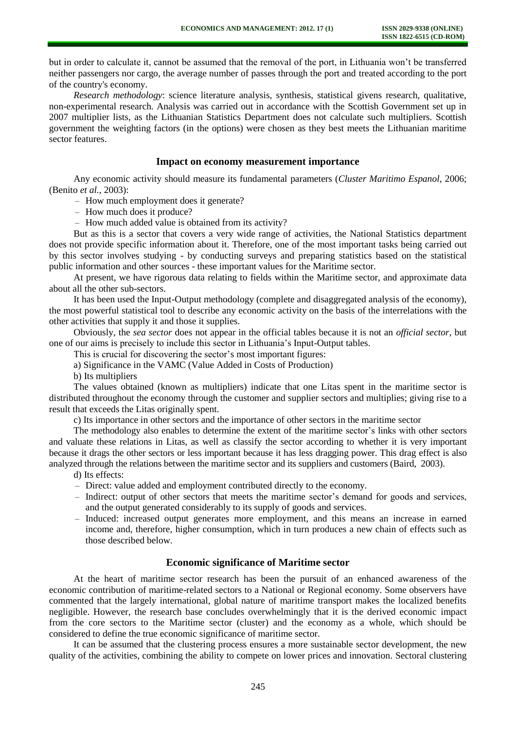but in order to calculate it, cannot be assumed that the removal of the port, in Lithuania won't be transferred neither passengers nor cargo, the average number of passes through the port and treated according to the port of the country's economy.

*Research methodology*: science literature analysis, synthesis, statistical givens research, qualitative, non-experimental research. Analysis was carried out in accordance with the Scottish Government set up in 2007 multiplier lists, as the Lithuanian Statistics Department does not calculate such multipliers. Scottish government the weighting factors (in the options) were chosen as they best meets the Lithuanian maritime sector features.

## Impact on economy measurement importance

Any economic activity should measure its fundamental parameters (*Cluster Maritimo Espanol*, 2006; (Benito *et al.*, 2003):

- How much employment does it generate?
- How much does it produce?
- How much added value is obtained from its activity?

But as this is a sector that covers a very wide range of activities, the National Statistics department does not provide specific information about it. Therefore, one of the most important tasks being carried out by this sector involves studying - by conducting surveys and preparing statistics based on the statistical public information and other sources - these important values for the Maritime sector.

At present, we have rigorous data relating to fields within the Maritime sector, and approximate data about all the other sub-sectors.

It has been used the Input-Output methodology (complete and disaggregated analysis of the economy), the most powerful statistical tool to describe any economic activity on the basis of the interrelations with the other activities that supply it and those it supplies.

Obviously, the *sea sector* does not appear in the official tables because it is not an *official sector*, but one of our aims is precisely to include this sector in Lithuania's Input-Output tables.

This is crucial for discovering the sector's most important figures:

a) Significance in the VAMC (Value Added in Costs of Production)

b) Its multipliers

The values obtained (known as multipliers) indicate that one Litas spent in the maritime sector is distributed throughout the economy through the customer and supplier sectors and multiplies; giving rise to a result that exceeds the Litas originally spent.

c) Its importance in other sectors and the importance of other sectors in the maritime sector

The methodology also enables to determine the extent of the maritime sector's links with other sectors and valuate these relations in Litas, as well as classify the sector according to whether it is very important because it drags the other sectors or less important because it has less dragging power. This drag effect is also analyzed through the relations between the maritime sector and its suppliers and customers (Baird, 2003).

d) Its effects:

- Direct: value added and employment contributed directly to the economy.
- Indirect: output of other sectors that meets the maritime sector's demand for goods and services, and the output generated considerably to its supply of goods and services.
- Induced: increased output generates more employment, and this means an increase in earned income and, therefore, higher consumption, which in turn produces a new chain of effects such as those described below.

## Economic significance of Maritime sector

At the heart of maritime sector research has been the pursuit of an enhanced awareness of the economic contribution of maritime-related sectors to a National or Regional economy. Some observers have commented that the largely international, global nature of maritime transport makes the localized benefits negligible. However, the research base concludes overwhelmingly that it is the derived economic impact from the core sectors to the Maritime sector (cluster) and the economy as a whole, which should be considered to define the true economic significance of maritime sector.

It can be assumed that the clustering process ensures a more sustainable sector development, the new quality of the activities, combining the ability to compete on lower prices and innovation. Sectoral clustering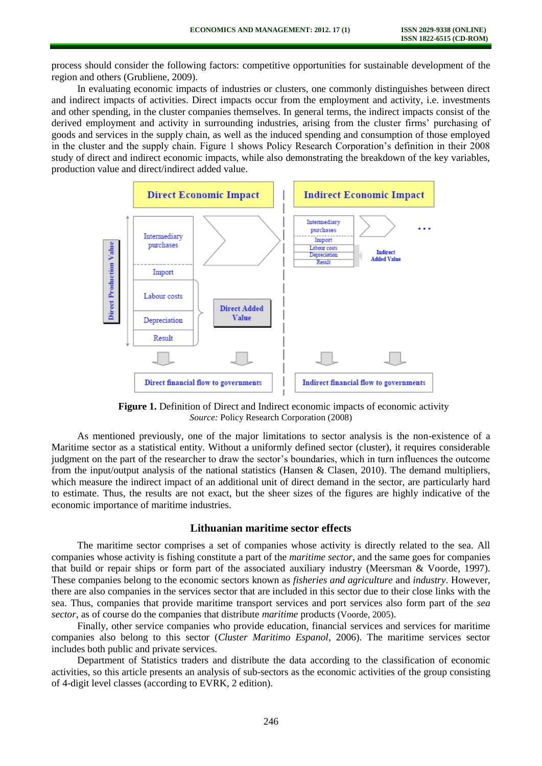process should consider the following factors: competitive opportunities for sustainable development of the region and others (Grubliene, 2009).

In evaluating economic impacts of industries or clusters, one commonly distinguishes between direct and indirect impacts of activities. Direct impacts occur from the employment and activity, i.e. investments and other spending, in the cluster companies themselves. In general terms, the indirect impacts consist of the derived employment and activity in surrounding industries, arising from the cluster firms' purchasing of goods and services in the supply chain, as well as the induced spending and consumption of those employed in the cluster and the supply chain. Figure 1 shows Policy Research Corporation's definition in their 2008 study of direct and indirect economic impacts, while also demonstrating the breakdown of the key variables, production value and direct/indirect added value.

**Figure 1.** Definition of Direct and Indirect economic impacts of economic activity
*Source:* Policy Research Corporation (2008)

As mentioned previously, one of the major limitations to sector analysis is the non-existence of a Maritime sector as a statistical entity. Without a uniformly defined sector (cluster), it requires considerable judgment on the part of the researcher to draw the sector's boundaries, which in turn influences the outcome from the input/output analysis of the national statistics (Hansen & Clasen, 2010). The demand multipliers, which measure the indirect impact of an additional unit of direct demand in the sector, are particularly hard to estimate. Thus, the results are not exact, but the sheer sizes of the figures are highly indicative of the economic importance of maritime industries.

## Lithuanian maritime sector effects

The maritime sector comprises a set of companies whose activity is directly related to the sea. All companies whose activity is fishing constitute a part of the *maritime sector*, and the same goes for companies that build or repair ships or form part of the associated auxiliary industry (Meersman & Voorde, 1997). These companies belong to the economic sectors known as *fisheries and agriculture* and *industry*. However, there are also companies in the services sector that are included in this sector due to their close links with the sea. Thus, companies that provide maritime transport services and port services also form part of the *sea sector*, as of course do the companies that distribute *maritime* products (Voorde, 2005).

Finally, other service companies who provide education, financial services and services for maritime companies also belong to this sector (*Cluster Maritimo Espanol*, 2006). The maritime services sector includes both public and private services.

Department of Statistics traders and distribute the data according to the classification of economic activities, so this article presents an analysis of sub-sectors as the economic activities of the group consisting of 4-digit level classes (according to EVRK, 2 edition).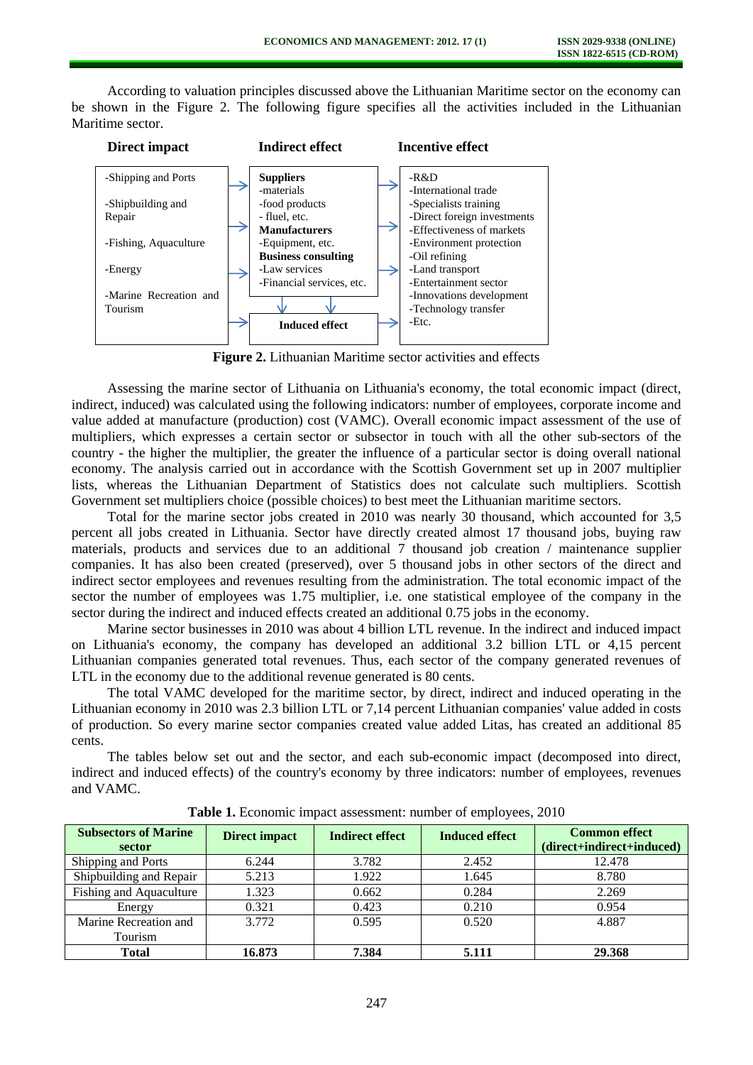According to valuation principles discussed above the Lithuanian Maritime sector on the economy can be shown in the Figure 2. The following figure specifies all the activities included in the Lithuanian Maritime sector.

| Direct impact | Indirect effect | Incentive effect |
|---|---|---|
| -Shipping and Ports<br>-Shipbuilding and Repair<br>-Fishing, Aquaculture<br>-Energy<br>-Marine Recreation and Tourism | **Suppliers**<br>-materials<br>-food products<br>- fluel, etc.<br>**Manufacturers**<br>-Equipment, etc.<br>**Business consulting**<br>-Law services<br>-Financial services, etc.<br><br>**Induced effect** | -R&D<br>-International trade<br>-Specialists training<br>-Direct foreign investments<br>-Effectiveness of markets<br>-Environment protection<br>-Oil refining<br>-Land transport<br>-Entertainment sector<br>-Innovations development<br>-Technology transfer<br>-Etc. |

**Figure 2.** Lithuanian Maritime sector activities and effects

Assessing the marine sector of Lithuania on Lithuania's economy, the total economic impact (direct, indirect, induced) was calculated using the following indicators: number of employees, corporate income and value added at manufacture (production) cost (VAMC). Overall economic impact assessment of the use of multipliers, which expresses a certain sector or subsector in touch with all the other sub-sectors of the country - the higher the multiplier, the greater the influence of a particular sector is doing overall national economy. The analysis carried out in accordance with the Scottish Government set up in 2007 multiplier lists, whereas the Lithuanian Department of Statistics does not calculate such multipliers. Scottish Government set multipliers choice (possible choices) to best meet the Lithuanian maritime sectors.

Total for the marine sector jobs created in 2010 was nearly 30 thousand, which accounted for 3,5 percent all jobs created in Lithuania. Sector have directly created almost 17 thousand jobs, buying raw materials, products and services due to an additional 7 thousand job creation / maintenance supplier companies. It has also been created (preserved), over 5 thousand jobs in other sectors of the direct and indirect sector employees and revenues resulting from the administration. The total economic impact of the sector the number of employees was 1.75 multiplier, i.e. one statistical employee of the company in the sector during the indirect and induced effects created an additional 0.75 jobs in the economy.

Marine sector businesses in 2010 was about 4 billion LTL revenue. In the indirect and induced impact on Lithuania's economy, the company has developed an additional 3.2 billion LTL or 4,15 percent Lithuanian companies generated total revenues. Thus, each sector of the company generated revenues of LTL in the economy due to the additional revenue generated is 80 cents.

The total VAMC developed for the maritime sector, by direct, indirect and induced operating in the Lithuanian economy in 2010 was 2.3 billion LTL or 7,14 percent Lithuanian companies' value added in costs of production. So every marine sector companies created value added Litas, has created an additional 85 cents.

The tables below set out and the sector, and each sub-economic impact (decomposed into direct, indirect and induced effects) of the country's economy by three indicators: number of employees, revenues and VAMC.

**Table 1.** Economic impact assessment: number of employees, 2010

| Subsectors of Marine sector | Direct impact | Indirect effect | Induced effect | Common effect (direct+indirect+induced) |
|---|---|---|---|---|
| Shipping and Ports | 6.244 | 3.782 | 2.452 | 12.478 |
| Shipbuilding and Repair | 5.213 | 1.922 | 1.645 | 8.780 |
| Fishing and Aquaculture | 1.323 | 0.662 | 0.284 | 2.269 |
| Energy | 0.321 | 0.423 | 0.210 | 0.954 |
| Marine Recreation and Tourism | 3.772 | 0.595 | 0.520 | 4.887 |
| **Total** | **16.873** | **7.384** | **5.111** | **29.368** |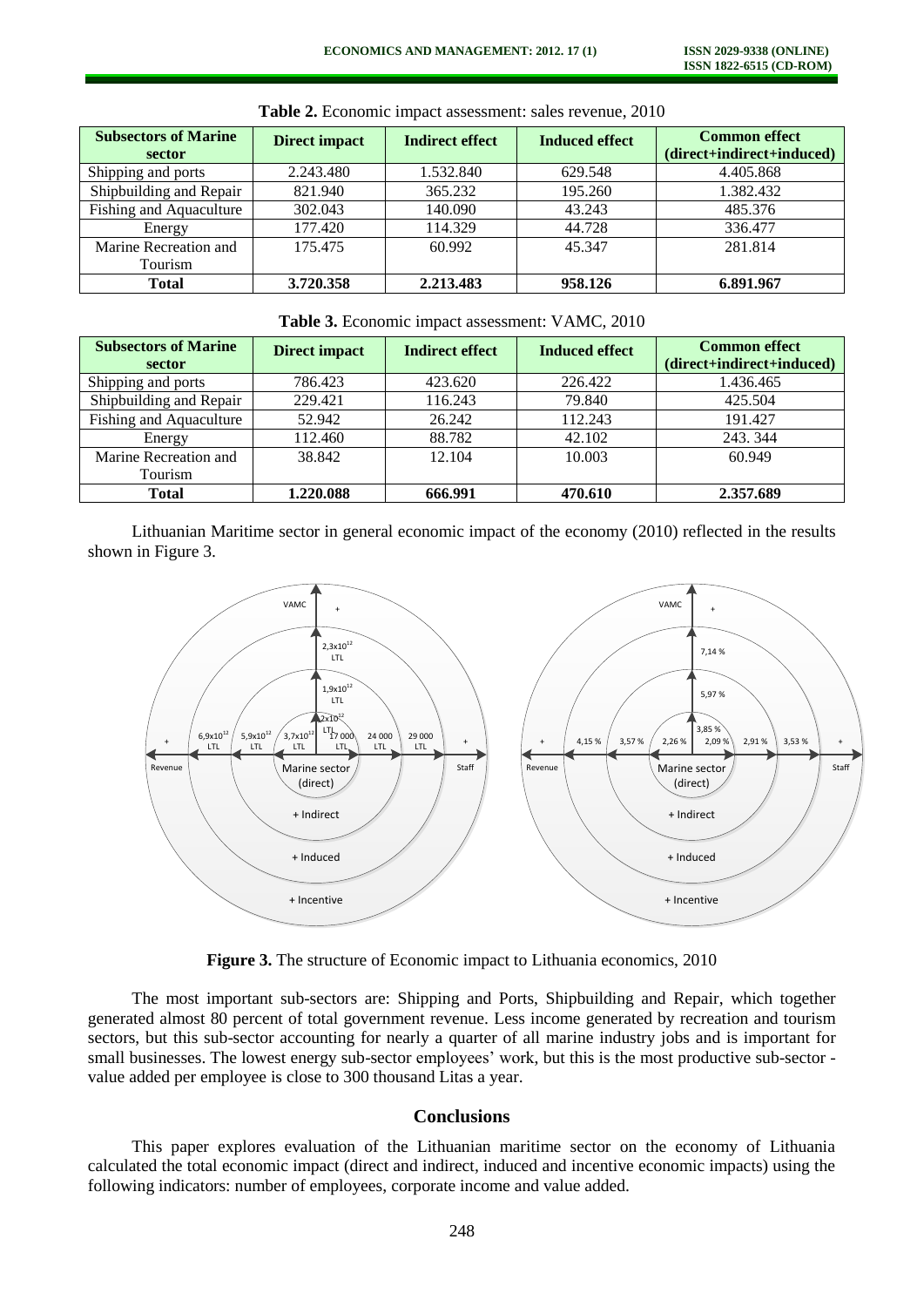**Table 2.** Economic impact assessment: sales revenue, 2010

| Subsectors of Marine sector | Direct impact | Indirect effect | Induced effect | Common effect (direct+indirect+induced) |
|---|---|---|---|---|
| Shipping and ports | 2.243.480 | 1.532.840 | 629.548 | 4.405.868 |
| Shipbuilding and Repair | 821.940 | 365.232 | 195.260 | 1.382.432 |
| Fishing and Aquaculture | 302.043 | 140.090 | 43.243 | 485.376 |
| Energy | 177.420 | 114.329 | 44.728 | 336.477 |
| Marine Recreation and Tourism | 175.475 | 60.992 | 45.347 | 281.814 |
| **Total** | **3.720.358** | **2.213.483** | **958.126** | **6.891.967** |

**Table 3.** Economic impact assessment: VAMC, 2010

| Subsectors of Marine sector | Direct impact | Indirect effect | Induced effect | Common effect (direct+indirect+induced) |
|---|---|---|---|---|
| Shipping and ports | 786.423 | 423.620 | 226.422 | 1.436.465 |
| Shipbuilding and Repair | 229.421 | 116.243 | 79.840 | 425.504 |
| Fishing and Aquaculture | 52.942 | 26.242 | 112.243 | 191.427 |
| Energy | 112.460 | 88.782 | 42.102 | 243. 344 |
| Marine Recreation and Tourism | 38.842 | 12.104 | 10.003 | 60.949 |
| **Total** | **1.220.088** | **666.991** | **470.610** | **2.357.689** |

Lithuanian Maritime sector in general economic impact of the economy (2010) reflected in the results shown in Figure 3.

**Figure 3.** The structure of Economic impact to Lithuania economics, 2010

The most important sub-sectors are: Shipping and Ports, Shipbuilding and Repair, which together generated almost 80 percent of total government revenue. Less income generated by recreation and tourism sectors, but this sub-sector accounting for nearly a quarter of all marine industry jobs and is important for small businesses. The lowest energy sub-sector employees' work, but this is the most productive sub-sector - value added per employee is close to 300 thousand Litas a year.

## Conclusions

This paper explores evaluation of the Lithuanian maritime sector on the economy of Lithuania calculated the total economic impact (direct and indirect, induced and incentive economic impacts) using the following indicators: number of employees, corporate income and value added.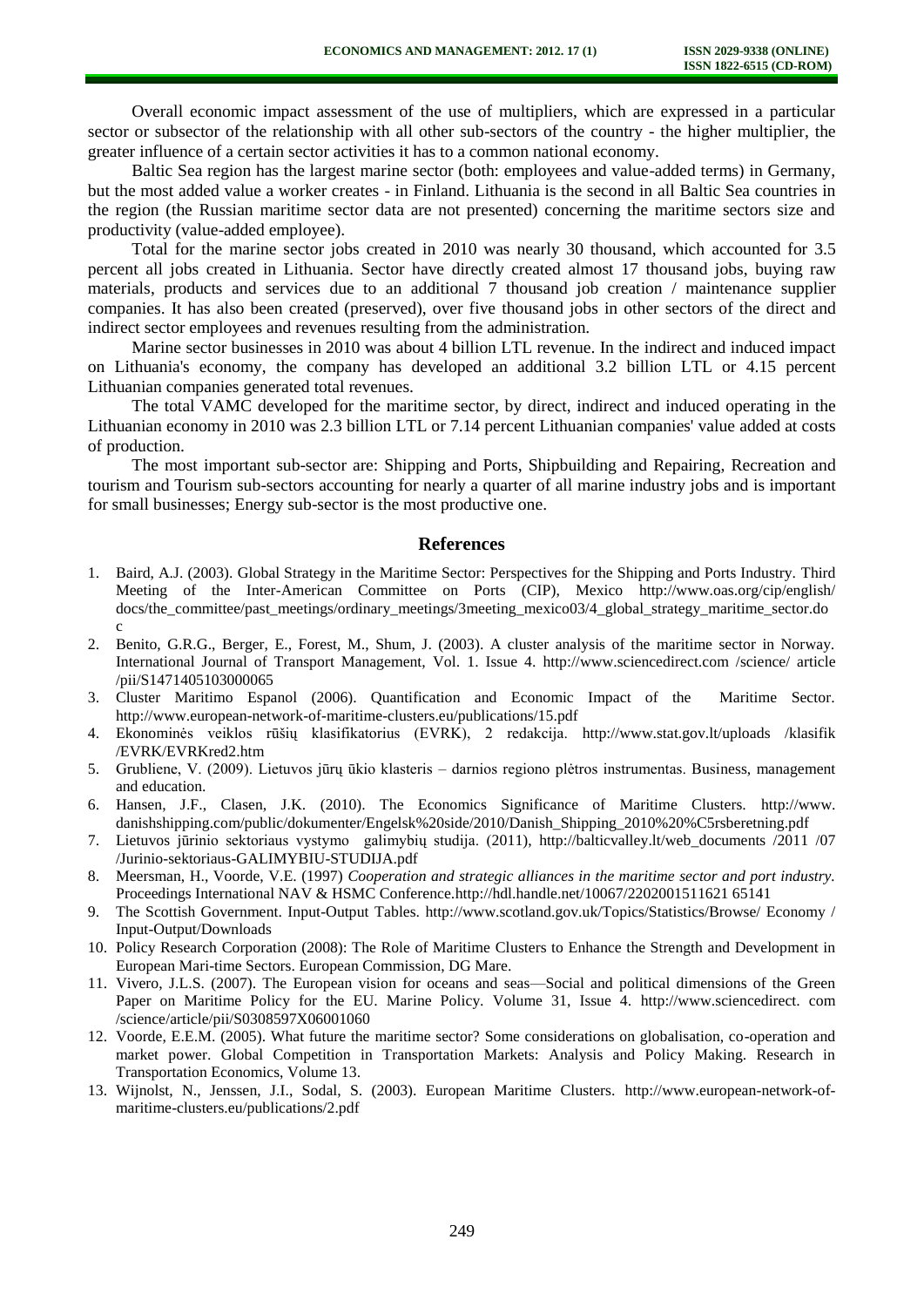Overall economic impact assessment of the use of multipliers, which are expressed in a particular sector or subsector of the relationship with all other sub-sectors of the country - the higher multiplier, the greater influence of a certain sector activities it has to a common national economy.

Baltic Sea region has the largest marine sector (both: employees and value-added terms) in Germany, but the most added value a worker creates - in Finland. Lithuania is the second in all Baltic Sea countries in the region (the Russian maritime sector data are not presented) concerning the maritime sectors size and productivity (value-added employee).

Total for the marine sector jobs created in 2010 was nearly 30 thousand, which accounted for 3.5 percent all jobs created in Lithuania. Sector have directly created almost 17 thousand jobs, buying raw materials, products and services due to an additional 7 thousand job creation / maintenance supplier companies. It has also been created (preserved), over five thousand jobs in other sectors of the direct and indirect sector employees and revenues resulting from the administration.

Marine sector businesses in 2010 was about 4 billion LTL revenue. In the indirect and induced impact on Lithuania's economy, the company has developed an additional 3.2 billion LTL or 4.15 percent Lithuanian companies generated total revenues.

The total VAMC developed for the maritime sector, by direct, indirect and induced operating in the Lithuanian economy in 2010 was 2.3 billion LTL or 7.14 percent Lithuanian companies' value added at costs of production.

The most important sub-sector are: Shipping and Ports, Shipbuilding and Repairing, Recreation and tourism and Tourism sub-sectors accounting for nearly a quarter of all marine industry jobs and is important for small businesses; Energy sub-sector is the most productive one.

## References

1. Baird, A.J. (2003). Global Strategy in the Maritime Sector: Perspectives for the Shipping and Ports Industry. Third Meeting of the Inter-American Committee on Ports (CIP), Mexico http://www.oas.org/cip/english/docs/the_committee/past_meetings/ordinary_meetings/3meeting_mexico03/4_global_strategy_maritime_sector.doc
2. Benito, G.R.G., Berger, E., Forest, M., Shum, J. (2003). A cluster analysis of the maritime sector in Norway. International Journal of Transport Management, Vol. 1. Issue 4. http://www.sciencedirect.com /science/ article /pii/S1471405103000065
3. Cluster Maritimo Espanol (2006). Quantification and Economic Impact of the Maritime Sector. http://www.european-network-of-maritime-clusters.eu/publications/15.pdf
4. Ekonominės veiklos rūšių klasifikatorius (EVRK), 2 redakcija. http://www.stat.gov.lt/uploads /klasifik /EVRK/EVRKred2.htm
5. Grubliene, V. (2009). Lietuvos jūrų ūkio klasteris – darnios regiono plėtros instrumentas. Business, management and education.
6. Hansen, J.F., Clasen, J.K. (2010). The Economics Significance of Maritime Clusters. http://www. danishshipping.com/public/dokumenter/Engelsk%20side/2010/Danish_Shipping_2010%20%C5rsberetning.pdf
7. Lietuvos jūrinio sektoriaus vystymo galimybių studija. (2011), http://balticvalley.lt/web_documents /2011 /07 /Jurinio-sektoriaus-GALIMYBIU-STUDIJA.pdf
8. Meersman, H., Voorde, V.E. (1997) *Cooperation and strategic alliances in the maritime sector and port industry.* Proceedings International NAV & HSMC Conference.http://hdl.handle.net/10067/2202001511621 65141
9. The Scottish Government. Input-Output Tables. http://www.scotland.gov.uk/Topics/Statistics/Browse/ Economy / Input-Output/Downloads
10. Policy Research Corporation (2008): The Role of Maritime Clusters to Enhance the Strength and Development in European Mari-time Sectors. European Commission, DG Mare.
11. Vivero, J.L.S. (2007). The European vision for oceans and seas—Social and political dimensions of the Green Paper on Maritime Policy for the EU. Marine Policy. Volume 31, Issue 4. http://www.sciencedirect. com /science/article/pii/S0308597X06001060
12. Voorde, E.E.M. (2005). What future the maritime sector? Some considerations on globalisation, co-operation and market power. Global Competition in Transportation Markets: Analysis and Policy Making. Research in Transportation Economics, Volume 13.
13. Wijnolst, N., Jenssen, J.I., Sodal, S. (2003). European Maritime Clusters. http://www.european-network-of-maritime-clusters.eu/publications/2.pdf